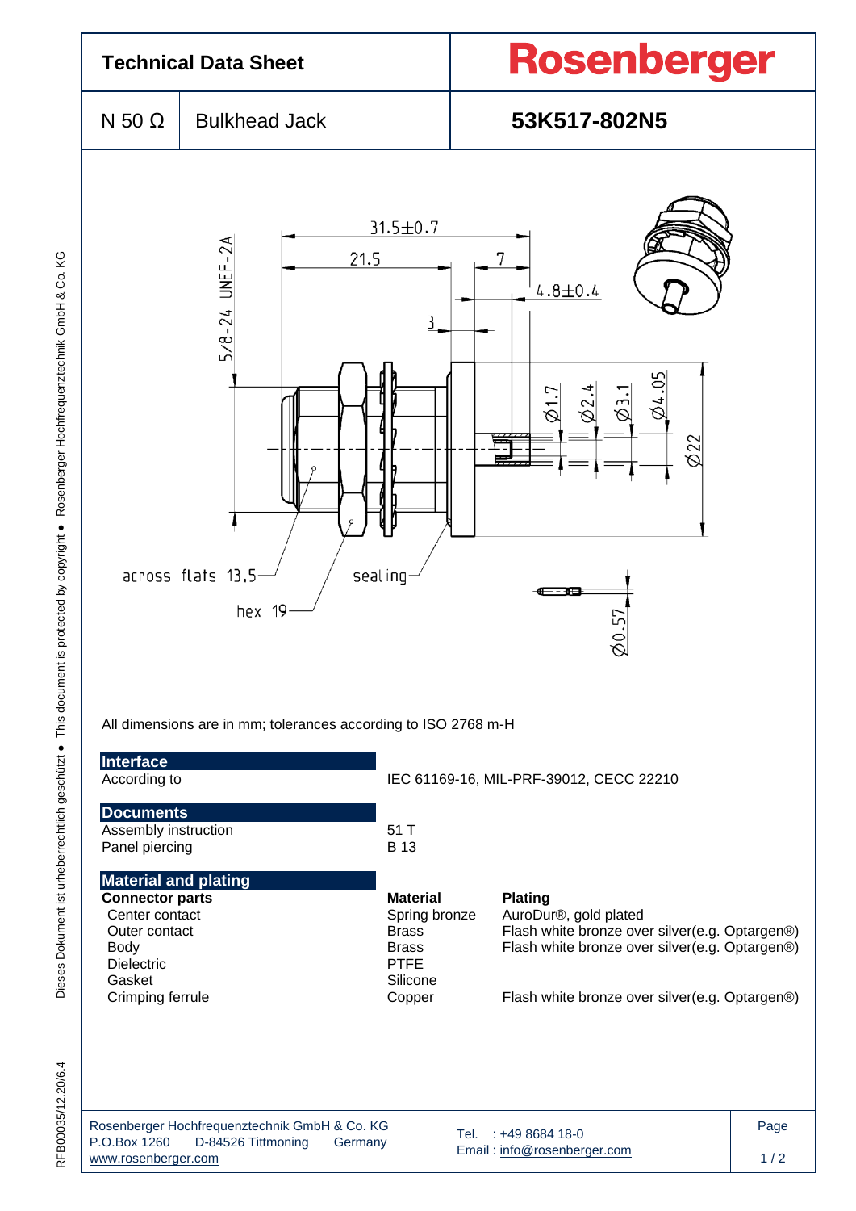# Technical Data Sheet

**Rosenberger**

| N 50 Ω | Bulkhead Jack | **53K517-802N5** |
|---|---|---|

All dimensions are in mm; tolerances according to ISO 2768 m-H

## Interface

| | |
|---|---|
| According to | IEC 61169-16, MIL-PRF-39012, CECC 22210 |

## Documents

| | |
|---|---|
| Assembly instruction | 51 T |
| Panel piercing | B 13 |

## Material and plating

| Connector parts | Material | Plating |
|---|---|---|
| Center contact | Spring bronze | AuroDur®, gold plated |
| Outer contact | Brass | Flash white bronze over silver(e.g. Optargen®) |
| Body | Brass | Flash white bronze over silver(e.g. Optargen®) |
| Dielectric | PTFE | |
| Gasket | Silicone | |
| Crimping ferrule | Copper | Flash white bronze over silver(e.g. Optargen®) |

Rosenberger Hochfrequenztechnik GmbH & Co. KG
P.O.Box 1260 D-84526 Tittmoning Germany
www.rosenberger.com

Tel. : +49 8684 18-0
Email : info@rosenberger.com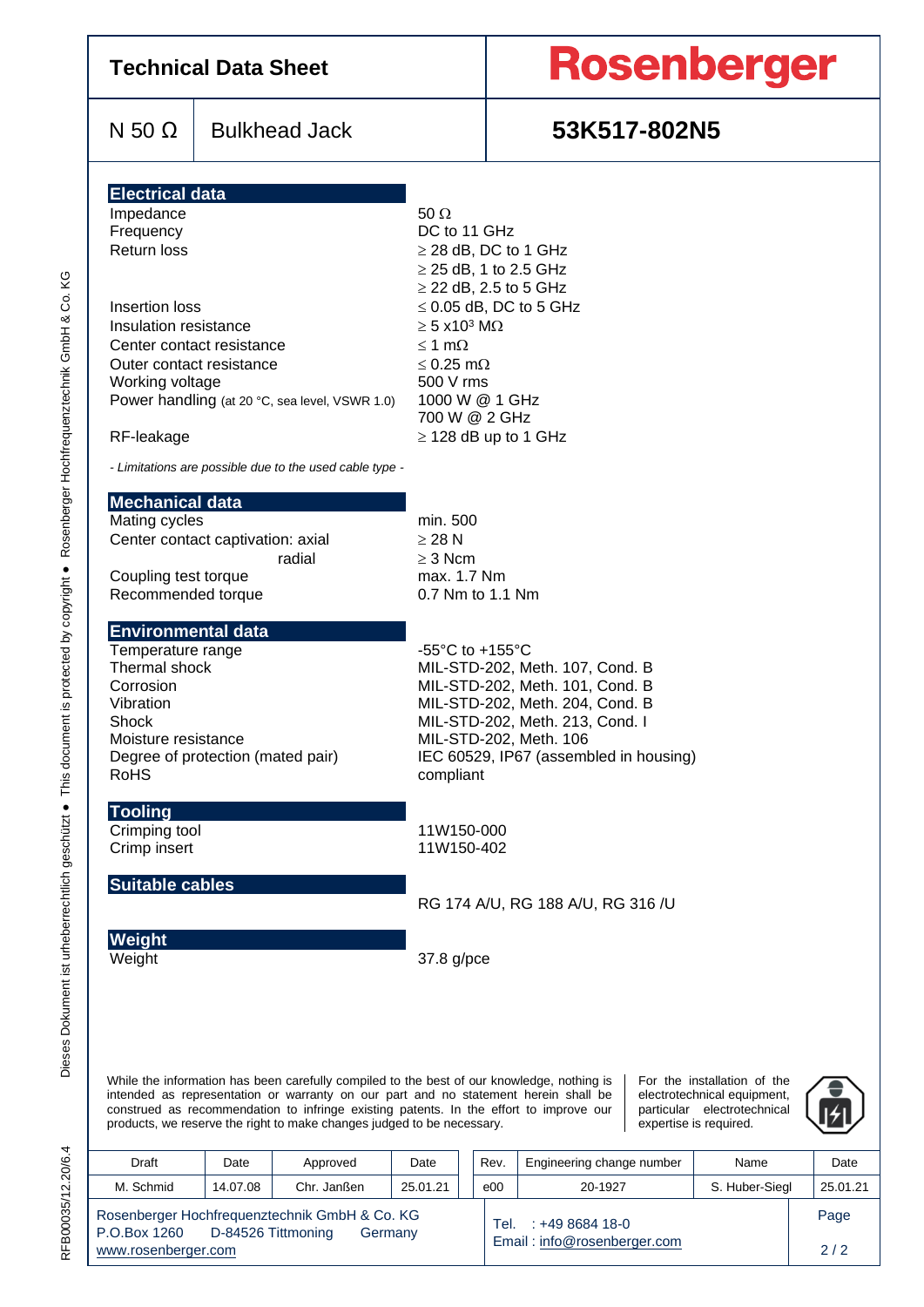# Technical Data Sheet

**Rosenberger**

| N 50 Ω | Bulkhead Jack | **53K517-802N5** |
|---|---|---|

## Electrical data

| | |
|---|---|
| Impedance | 50 Ω |
| Frequency | DC to 11 GHz |
| Return loss | ≥ 28 dB, DC to 1 GHz<br>≥ 25 dB, 1 to 2.5 GHz<br>≥ 22 dB, 2.5 to 5 GHz |
| Insertion loss | ≤ 0.05 dB, DC to 5 GHz |
| Insulation resistance | ≥ 5 x10³ MΩ |
| Center contact resistance | ≤ 1 mΩ |
| Outer contact resistance | ≤ 0.25 mΩ |
| Working voltage | 500 V rms |
| Power handling (at 20 °C, sea level, VSWR 1.0) | 1000 W @ 1 GHz<br>700 W @ 2 GHz |
| RF-leakage | ≥ 128 dB up to 1 GHz |

*- Limitations are possible due to the used cable type -*

## Mechanical data

| | |
|---|---|
| Mating cycles | min. 500 |
| Center contact captivation: axial | ≥ 28 N |
| radial | ≥ 3 Ncm |
| Coupling test torque | max. 1.7 Nm |
| Recommended torque | 0.7 Nm to 1.1 Nm |

## Environmental data

| | |
|---|---|
| Temperature range | -55°C to +155°C |
| Thermal shock | MIL-STD-202, Meth. 107, Cond. B |
| Corrosion | MIL-STD-202, Meth. 101, Cond. B |
| Vibration | MIL-STD-202, Meth. 204, Cond. B |
| Shock | MIL-STD-202, Meth. 213, Cond. I |
| Moisture resistance | MIL-STD-202, Meth. 106 |
| Degree of protection (mated pair) | IEC 60529, IP67 (assembled in housing) |
| RoHS | compliant |

## Tooling

| | |
|---|---|
| Crimping tool | 11W150-000 |
| Crimp insert | 11W150-402 |

## Suitable cables

RG 174 A/U, RG 188 A/U, RG 316 /U

## Weight

| | |
|---|---|
| Weight | 37.8 g/pce |

While the information has been carefully compiled to the best of our knowledge, nothing is intended as representation or warranty on our part and no statement herein shall be construed as recommendation to infringe existing patents. In the effort to improve our products, we reserve the right to make changes judged to be necessary.

For the installation of the electrotechnical equipment, particular electrotechnical expertise is required.

| Draft | Date | Approved | Date | Rev. | Engineering change number | Name | Date |
|---|---|---|---|---|---|---|---|
| M. Schmid | 14.07.08 | Chr. Janßen | 25.01.21 | e00 | 20-1927 | S. Huber-Siegl | 25.01.21 |

Rosenberger Hochfrequenztechnik GmbH & Co. KG
P.O.Box 1260 D-84526 Tittmoning Germany
www.rosenberger.com

Tel. : +49 8684 18-0
Email : info@rosenberger.com

RFB00035/12.20/6.4

Dieses Dokument ist urheberrechtlich geschützt • This document is protected by copyright • Rosenberger Hochfrequenztechnik GmbH & Co. KG